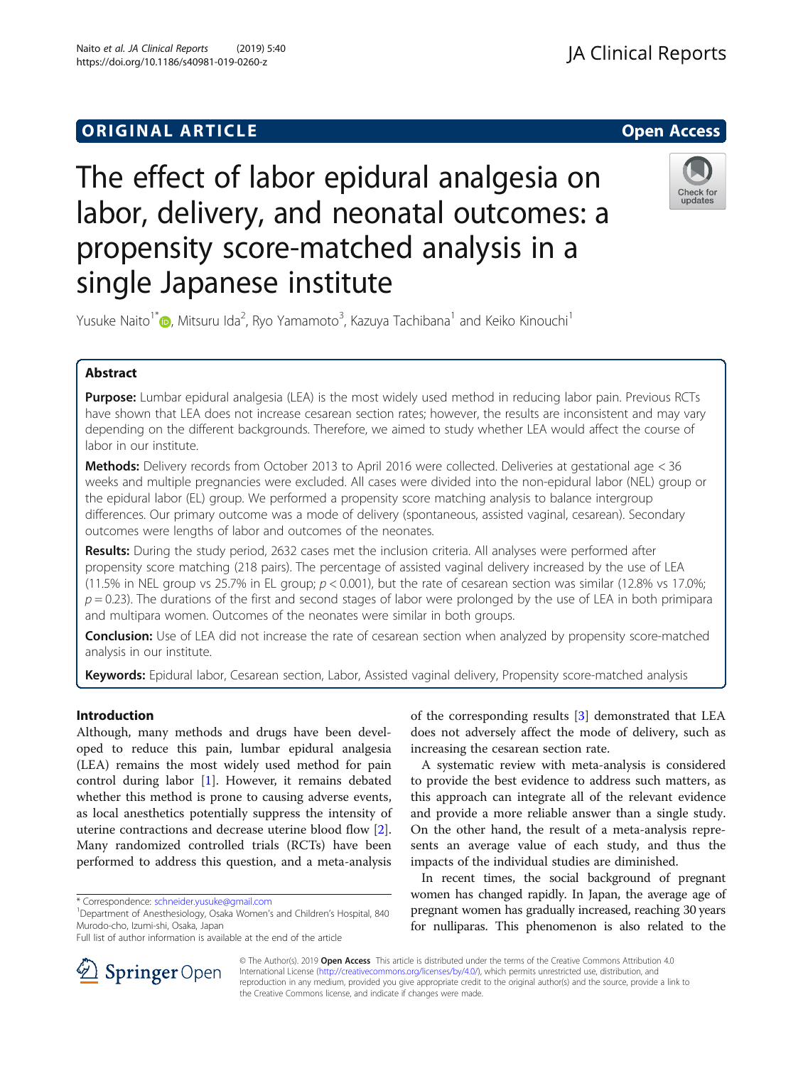ORIGINAL ARTICLE

Open Access

# The effect of labor epidural analgesia on labor, delivery, and neonatal outcomes: a propensity score-matched analysis in a single Japanese institute

Yusuke Naito[1*], Mitsuru Ida[2], Ryo Yamamoto[3], Kazuya Tachibana[1] and Keiko Kinouchi[1]

## Abstract

**Purpose:** Lumbar epidural analgesia (LEA) is the most widely used method in reducing labor pain. Previous RCTs have shown that LEA does not increase cesarean section rates; however, the results are inconsistent and may vary depending on the different backgrounds. Therefore, we aimed to study whether LEA would affect the course of labor in our institute.

**Methods:** Delivery records from October 2013 to April 2016 were collected. Deliveries at gestational age < 36 weeks and multiple pregnancies were excluded. All cases were divided into the non-epidural labor (NEL) group or the epidural labor (EL) group. We performed a propensity score matching analysis to balance intergroup differences. Our primary outcome was a mode of delivery (spontaneous, assisted vaginal, cesarean). Secondary outcomes were lengths of labor and outcomes of the neonates.

**Results:** During the study period, 2632 cases met the inclusion criteria. All analyses were performed after propensity score matching (218 pairs). The percentage of assisted vaginal delivery increased by the use of LEA (11.5% in NEL group vs 25.7% in EL group; $p < 0.001$), but the rate of cesarean section was similar (12.8% vs 17.0%; $p = 0.23$). The durations of the first and second stages of labor were prolonged by the use of LEA in both primipara and multipara women. Outcomes of the neonates were similar in both groups.

**Conclusion:** Use of LEA did not increase the rate of cesarean section when analyzed by propensity score-matched analysis in our institute.

**Keywords:** Epidural labor, Cesarean section, Labor, Assisted vaginal delivery, Propensity score-matched analysis

## Introduction

Although, many methods and drugs have been developed to reduce this pain, lumbar epidural analgesia (LEA) remains the most widely used method for pain control during labor [1]. However, it remains debated whether this method is prone to causing adverse events, as local anesthetics potentially suppress the intensity of uterine contractions and decrease uterine blood flow [2]. Many randomized controlled trials (RCTs) have been performed to address this question, and a meta-analysis of the corresponding results [3] demonstrated that LEA does not adversely affect the mode of delivery, such as increasing the cesarean section rate.

A systematic review with meta-analysis is considered to provide the best evidence to address such matters, as this approach can integrate all of the relevant evidence and provide a more reliable answer than a single study. On the other hand, the result of a meta-analysis represents an average value of each study, and thus the impacts of the individual studies are diminished.

In recent times, the social background of pregnant women has changed rapidly. In Japan, the average age of pregnant women has gradually increased, reaching 30 years for nulliparas. This phenomenon is also related to the

\* Correspondence: schneider.yusuke@gmail.com

[1] Department of Anesthesiology, Osaka Women's and Children's Hospital, 840 Murodo-cho, Izumi-shi, Osaka, Japan

Full list of author information is available at the end of the article

© The Author(s). 2019 **Open Access** This article is distributed under the terms of the Creative Commons Attribution 4.0 International License (http://creativecommons.org/licenses/by/4.0/), which permits unrestricted use, distribution, and reproduction in any medium, provided you give appropriate credit to the original author(s) and the source, provide a link to the Creative Commons license, and indicate if changes were made.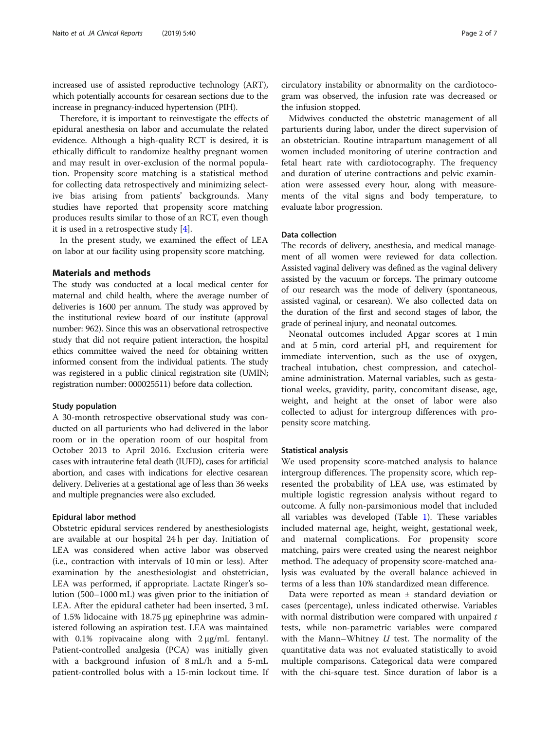increased use of assisted reproductive technology (ART), which potentially accounts for cesarean sections due to the increase in pregnancy-induced hypertension (PIH).

Therefore, it is important to reinvestigate the effects of epidural anesthesia on labor and accumulate the related evidence. Although a high-quality RCT is desired, it is ethically difficult to randomize healthy pregnant women and may result in over-exclusion of the normal population. Propensity score matching is a statistical method for collecting data retrospectively and minimizing selective bias arising from patients' backgrounds. Many studies have reported that propensity score matching produces results similar to those of an RCT, even though it is used in a retrospective study [4].

In the present study, we examined the effect of LEA on labor at our facility using propensity score matching.

## Materials and methods

The study was conducted at a local medical center for maternal and child health, where the average number of deliveries is 1600 per annum. The study was approved by the institutional review board of our institute (approval number: 962). Since this was an observational retrospective study that did not require patient interaction, the hospital ethics committee waived the need for obtaining written informed consent from the individual patients. The study was registered in a public clinical registration site (UMIN; registration number: 000025511) before data collection.

### Study population

A 30-month retrospective observational study was conducted on all parturients who had delivered in the labor room or in the operation room of our hospital from October 2013 to April 2016. Exclusion criteria were cases with intrauterine fetal death (IUFD), cases for artificial abortion, and cases with indications for elective cesarean delivery. Deliveries at a gestational age of less than 36 weeks and multiple pregnancies were also excluded.

### Epidural labor method

Obstetric epidural services rendered by anesthesiologists are available at our hospital 24 h per day. Initiation of LEA was considered when active labor was observed (i.e., contraction with intervals of 10 min or less). After examination by the anesthesiologist and obstetrician, LEA was performed, if appropriate. Lactate Ringer's solution (500–1000 mL) was given prior to the initiation of LEA. After the epidural catheter had been inserted, 3 mL of 1.5% lidocaine with 18.75 μg epinephrine was administered following an aspiration test. LEA was maintained with 0.1% ropivacaine along with 2 μg/mL fentanyl. Patient-controlled analgesia (PCA) was initially given with a background infusion of 8 mL/h and a 5-mL patient-controlled bolus with a 15-min lockout time. If circulatory instability or abnormality on the cardiotocogram was observed, the infusion rate was decreased or the infusion stopped.

Midwives conducted the obstetric management of all parturients during labor, under the direct supervision of an obstetrician. Routine intrapartum management of all women included monitoring of uterine contraction and fetal heart rate with cardiotocography. The frequency and duration of uterine contractions and pelvic examination were assessed every hour, along with measurements of the vital signs and body temperature, to evaluate labor progression.

### Data collection

The records of delivery, anesthesia, and medical management of all women were reviewed for data collection. Assisted vaginal delivery was defined as the vaginal delivery assisted by the vacuum or forceps. The primary outcome of our research was the mode of delivery (spontaneous, assisted vaginal, or cesarean). We also collected data on the duration of the first and second stages of labor, the grade of perineal injury, and neonatal outcomes.

Neonatal outcomes included Apgar scores at 1 min and at 5 min, cord arterial pH, and requirement for immediate intervention, such as the use of oxygen, tracheal intubation, chest compression, and catecholamine administration. Maternal variables, such as gestational weeks, gravidity, parity, concomitant disease, age, weight, and height at the onset of labor were also collected to adjust for intergroup differences with propensity score matching.

### Statistical analysis

We used propensity score-matched analysis to balance intergroup differences. The propensity score, which represented the probability of LEA use, was estimated by multiple logistic regression analysis without regard to outcome. A fully non-parsimonious model that included all variables was developed (Table 1). These variables included maternal age, height, weight, gestational week, and maternal complications. For propensity score matching, pairs were created using the nearest neighbor method. The adequacy of propensity score-matched analysis was evaluated by the overall balance achieved in terms of a less than 10% standardized mean difference.

Data were reported as mean ± standard deviation or cases (percentage), unless indicated otherwise. Variables with normal distribution were compared with unpaired *t* tests, while non-parametric variables were compared with the Mann–Whitney *U* test. The normality of the quantitative data was not evaluated statistically to avoid multiple comparisons. Categorical data were compared with the chi-square test. Since duration of labor is a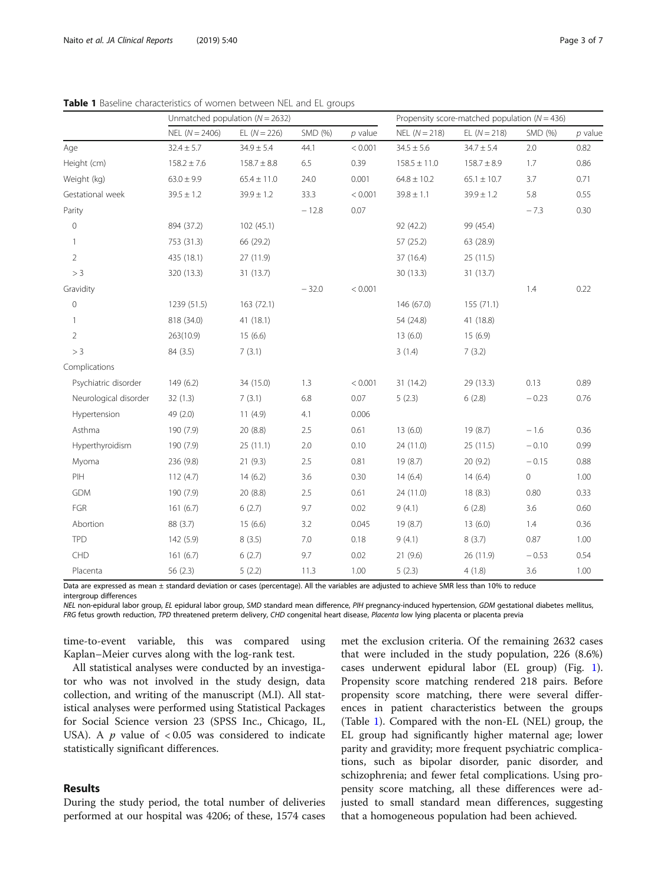**Table 1** Baseline characteristics of women between NEL and EL groups

| | Unmatched population ($N = 2632$) | | | | Propensity score-matched population ($N = 436$) | | | |
|---|---|---|---|---|---|---|---|---|
| | NEL ($N = 2406$) | EL ($N = 226$) | SMD (%) | *p* value | NEL ($N = 218$) | EL ($N = 218$) | SMD (%) | *p* value |
| Age | 32.4 ± 5.7 | 34.9 ± 5.4 | 44.1 | < 0.001 | 34.5 ± 5.6 | 34.7 ± 5.4 | 2.0 | 0.82 |
| Height (cm) | 158.2 ± 7.6 | 158.7 ± 8.8 | 6.5 | 0.39 | 158.5 ± 11.0 | 158.7 ± 8.9 | 1.7 | 0.86 |
| Weight (kg) | 63.0 ± 9.9 | 65.4 ± 11.0 | 24.0 | 0.001 | 64.8 ± 10.2 | 65.1 ± 10.7 | 3.7 | 0.71 |
| Gestational week | 39.5 ± 1.2 | 39.9 ± 1.2 | 33.3 | < 0.001 | 39.8 ± 1.1 | 39.9 ± 1.2 | 5.8 | 0.55 |
| Parity | | | − 12.8 | 0.07 | | | − 7.3 | 0.30 |
| 0 | 894 (37.2) | 102 (45.1) | | | 92 (42.2) | 99 (45.4) | | |
| 1 | 753 (31.3) | 66 (29.2) | | | 57 (25.2) | 63 (28.9) | | |
| 2 | 435 (18.1) | 27 (11.9) | | | 37 (16.4) | 25 (11.5) | | |
| > 3 | 320 (13.3) | 31 (13.7) | | | 30 (13.3) | 31 (13.7) | | |
| Gravidity | | | − 32.0 | < 0.001 | | | 1.4 | 0.22 |
| 0 | 1239 (51.5) | 163 (72.1) | | | 146 (67.0) | 155 (71.1) | | |
| 1 | 818 (34.0) | 41 (18.1) | | | 54 (24.8) | 41 (18.8) | | |
| 2 | 263(10.9) | 15 (6.6) | | | 13 (6.0) | 15 (6.9) | | |
| > 3 | 84 (3.5) | 7 (3.1) | | | 3 (1.4) | 7 (3.2) | | |
| Complications | | | | | | | | |
| Psychiatric disorder | 149 (6.2) | 34 (15.0) | 1.3 | < 0.001 | 31 (14.2) | 29 (13.3) | 0.13 | 0.89 |
| Neurological disorder | 32 (1.3) | 7 (3.1) | 6.8 | 0.07 | 5 (2.3) | 6 (2.8) | − 0.23 | 0.76 |
| Hypertension | 49 (2.0) | 11 (4.9) | 4.1 | 0.006 | | | | |
| Asthma | 190 (7.9) | 20 (8.8) | 2.5 | 0.61 | 13 (6.0) | 19 (8.7) | − 1.6 | 0.36 |
| Hyperthyroidism | 190 (7.9) | 25 (11.1) | 2.0 | 0.10 | 24 (11.0) | 25 (11.5) | − 0.10 | 0.99 |
| Myoma | 236 (9.8) | 21 (9.3) | 2.5 | 0.81 | 19 (8.7) | 20 (9.2) | − 0.15 | 0.88 |
| PIH | 112 (4.7) | 14 (6.2) | 3.6 | 0.30 | 14 (6.4) | 14 (6.4) | 0 | 1.00 |
| GDM | 190 (7.9) | 20 (8.8) | 2.5 | 0.61 | 24 (11.0) | 18 (8.3) | 0.80 | 0.33 |
| FGR | 161 (6.7) | 6 (2.7) | 9.7 | 0.02 | 9 (4.1) | 6 (2.8) | 3.6 | 0.60 |
| Abortion | 88 (3.7) | 15 (6.6) | 3.2 | 0.045 | 19 (8.7) | 13 (6.0) | 1.4 | 0.36 |
| TPD | 142 (5.9) | 8 (3.5) | 7.0 | 0.18 | 9 (4.1) | 8 (3.7) | 0.87 | 1.00 |
| CHD | 161 (6.7) | 6 (2.7) | 9.7 | 0.02 | 21 (9.6) | 26 (11.9) | − 0.53 | 0.54 |
| Placenta | 56 (2.3) | 5 (2.2) | 11.3 | 1.00 | 5 (2.3) | 4 (1.8) | 3.6 | 1.00 |

Data are expressed as mean ± standard deviation or cases (percentage). All the variables are adjusted to achieve SMR less than 10% to reduce intergroup differences

*NEL* non-epidural labor group, *EL* epidural labor group, *SMD* standard mean difference, *PIH* pregnancy-induced hypertension, *GDM* gestational diabetes mellitus, *FRG* fetus growth reduction, *TPD* threatened preterm delivery, *CHD* congenital heart disease, *Placenta* low lying placenta or placenta previa

time-to-event variable, this was compared using Kaplan–Meier curves along with the log-rank test.

All statistical analyses were conducted by an investigator who was not involved in the study design, data collection, and writing of the manuscript (M.I). All statistical analyses were performed using Statistical Packages for Social Science version 23 (SPSS Inc., Chicago, IL, USA). A $p$ value of $< 0.05$ was considered to indicate statistically significant differences.

## Results

During the study period, the total number of deliveries performed at our hospital was 4206; of these, 1574 cases met the exclusion criteria. Of the remaining 2632 cases that were included in the study population, 226 (8.6%) cases underwent epidural labor (EL group) (Fig. 1). Propensity score matching rendered 218 pairs. Before propensity score matching, there were several differences in patient characteristics between the groups (Table 1). Compared with the non-EL (NEL) group, the EL group had significantly higher maternal age; lower parity and gravidity; more frequent psychiatric complications, such as bipolar disorder, panic disorder, and schizophrenia; and fewer fetal complications. Using propensity score matching, all these differences were adjusted to small standard mean differences, suggesting that a homogeneous population had been achieved.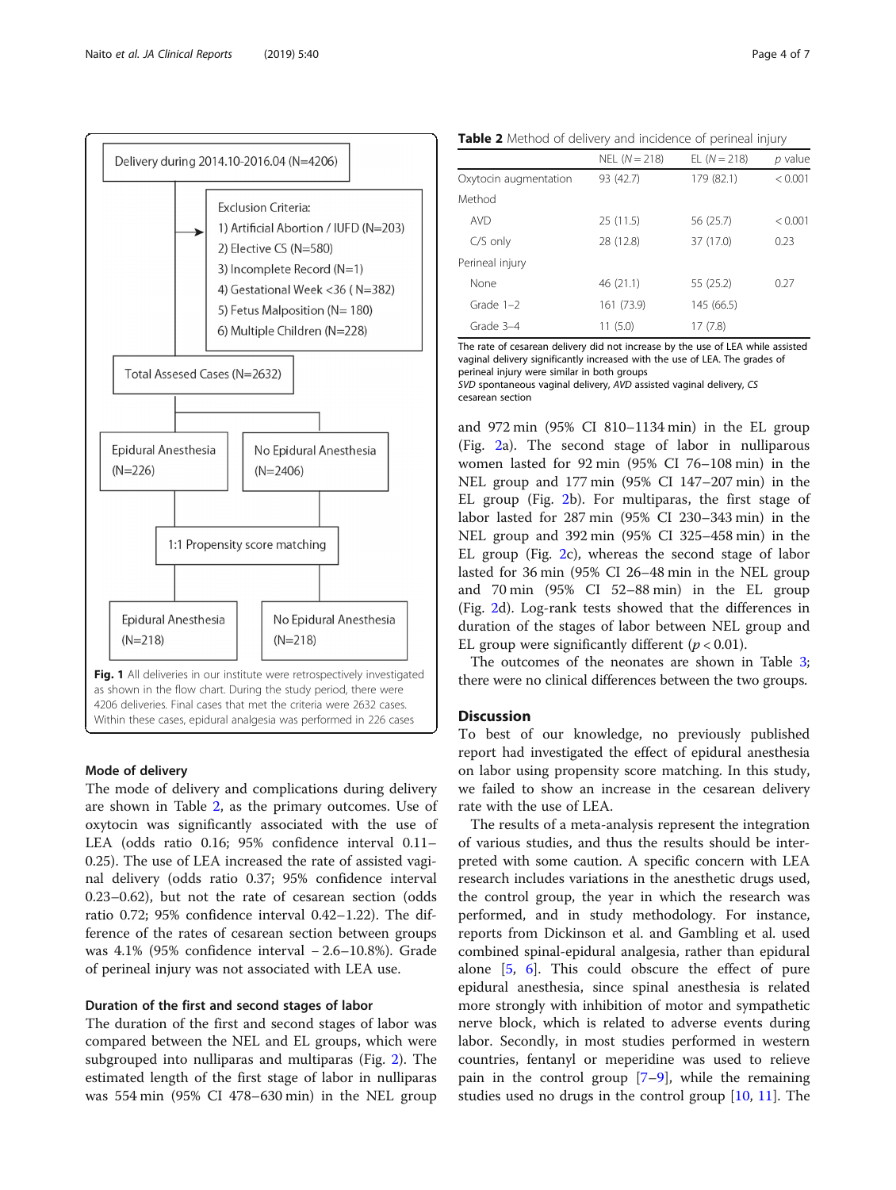Delivery during 2014.10-2016.04 (N=4206)

Exclusion Criteria:
1) Artificial Abortion / IUFD (N=203)
2) Elective CS (N=580)
3) Incomplete Record (N=1)
4) Gestational Week <36 ( N=382)
5) Fetus Malposition (N= 180)
6) Multiple Children (N=228)

Total Assesed Cases (N=2632)

Epidural Anesthesia (N=226) | No Epidural Anesthesia (N=2406)

1:1 Propensity score matching

Epidural Anesthesia (N=218) | No Epidural Anesthesia (N=218)

**Fig. 1** All deliveries in our institute were retrospectively investigated as shown in the flow chart. During the study period, there were 4206 deliveries. Final cases that met the criteria were 2632 cases. Within these cases, epidural analgesia was performed in 226 cases

### Mode of delivery

The mode of delivery and complications during delivery are shown in Table 2, as the primary outcomes. Use of oxytocin was significantly associated with the use of LEA (odds ratio 0.16; 95% confidence interval 0.11–0.25). The use of LEA increased the rate of assisted vaginal delivery (odds ratio 0.37; 95% confidence interval 0.23–0.62), but not the rate of cesarean section (odds ratio 0.72; 95% confidence interval 0.42–1.22). The difference of the rates of cesarean section between groups was 4.1% (95% confidence interval − 2.6–10.8%). Grade of perineal injury was not associated with LEA use.

### Duration of the first and second stages of labor

The duration of the first and second stages of labor was compared between the NEL and EL groups, which were subgrouped into nulliparas and multiparas (Fig. 2). The estimated length of the first stage of labor in nulliparas was 554 min (95% CI 478–630 min) in the NEL group and 972 min (95% CI 810–1134 min) in the EL group (Fig. 2a). The second stage of labor in nulliparous women lasted for 92 min (95% CI 76–108 min) in the NEL group and 177 min (95% CI 147–207 min) in the EL group (Fig. 2b). For multiparas, the first stage of labor lasted for 287 min (95% CI 230–343 min) in the NEL group and 392 min (95% CI 325–458 min) in the EL group (Fig. 2c), whereas the second stage of labor lasted for 36 min (95% CI 26–48 min in the NEL group and 70 min (95% CI 52–88 min) in the EL group (Fig. 2d). Log-rank tests showed that the differences in duration of the stages of labor between NEL group and EL group were significantly different ($p < 0.01$).

The outcomes of the neonates are shown in Table 3; there were no clinical differences between the two groups.

**Table 2** Method of delivery and incidence of perineal injury

| | NEL ($N = 218$) | EL ($N = 218$) | $p$ value |
|---|---|---|---|
| Oxytocin augmentation | 93 (42.7) | 179 (82.1) | < 0.001 |
| Method | | | |
| AVD | 25 (11.5) | 56 (25.7) | < 0.001 |
| C/S only | 28 (12.8) | 37 (17.0) | 0.23 |
| Perineal injury | | | |
| None | 46 (21.1) | 55 (25.2) | 0.27 |
| Grade 1–2 | 161 (73.9) | 145 (66.5) | |
| Grade 3–4 | 11 (5.0) | 17 (7.8) | |

The rate of cesarean delivery did not increase by the use of LEA while assisted vaginal delivery significantly increased with the use of LEA. The grades of perineal injury were similar in both groups
*SVD* spontaneous vaginal delivery, *AVD* assisted vaginal delivery, *CS* cesarean section

## Discussion

To best of our knowledge, no previously published report had investigated the effect of epidural anesthesia on labor using propensity score matching. In this study, we failed to show an increase in the cesarean delivery rate with the use of LEA.

The results of a meta-analysis represent the integration of various studies, and thus the results should be interpreted with some caution. A specific concern with LEA research includes variations in the anesthetic drugs used, the control group, the year in which the research was performed, and in study methodology. For instance, reports from Dickinson et al. and Gambling et al. used combined spinal-epidural analgesia, rather than epidural alone [5, 6]. This could obscure the effect of pure epidural anesthesia, since spinal anesthesia is related more strongly with inhibition of motor and sympathetic nerve block, which is related to adverse events during labor. Secondly, in most studies performed in western countries, fentanyl or meperidine was used to relieve pain in the control group [7–9], while the remaining studies used no drugs in the control group [10, 11]. The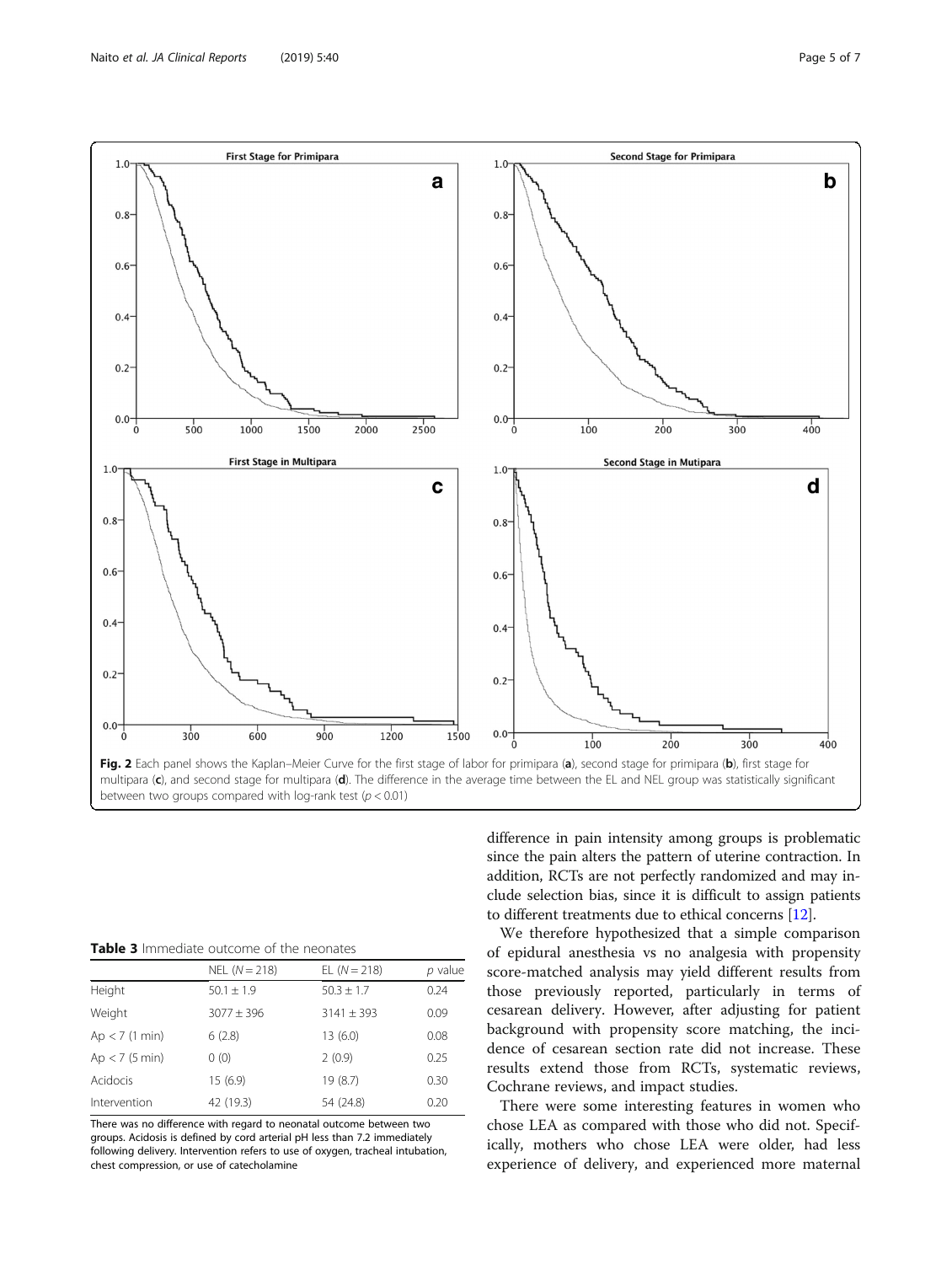**Fig. 2** Each panel shows the Kaplan–Meier Curve for the first stage of labor for primipara (**a**), second stage for primipara (**b**), first stage for multipara (**c**), and second stage for multipara (**d**). The difference in the average time between the EL and NEL group was statistically significant between two groups compared with log-rank test ($p < 0.01$)

**Table 3** Immediate outcome of the neonates

| | NEL ($N = 218$) | EL ($N = 218$) | $p$ value |
|---|---|---|---|
| Height | 50.1 ± 1.9 | 50.3 ± 1.7 | 0.24 |
| Weight | 3077 ± 396 | 3141 ± 393 | 0.09 |
| Ap < 7 (1 min) | 6 (2.8) | 13 (6.0) | 0.08 |
| Ap < 7 (5 min) | 0 (0) | 2 (0.9) | 0.25 |
| Acidocis | 15 (6.9) | 19 (8.7) | 0.30 |
| Intervention | 42 (19.3) | 54 (24.8) | 0.20 |

There was no difference with regard to neonatal outcome between two groups. Acidosis is defined by cord arterial pH less than 7.2 immediately following delivery. Intervention refers to use of oxygen, tracheal intubation, chest compression, or use of catecholamine

difference in pain intensity among groups is problematic since the pain alters the pattern of uterine contraction. In addition, RCTs are not perfectly randomized and may include selection bias, since it is difficult to assign patients to different treatments due to ethical concerns [12].

We therefore hypothesized that a simple comparison of epidural anesthesia vs no analgesia with propensity score-matched analysis may yield different results from those previously reported, particularly in terms of cesarean delivery. However, after adjusting for patient background with propensity score matching, the incidence of cesarean section rate did not increase. These results extend those from RCTs, systematic reviews, Cochrane reviews, and impact studies.

There were some interesting features in women who chose LEA as compared with those who did not. Specifically, mothers who chose LEA were older, had less experience of delivery, and experienced more maternal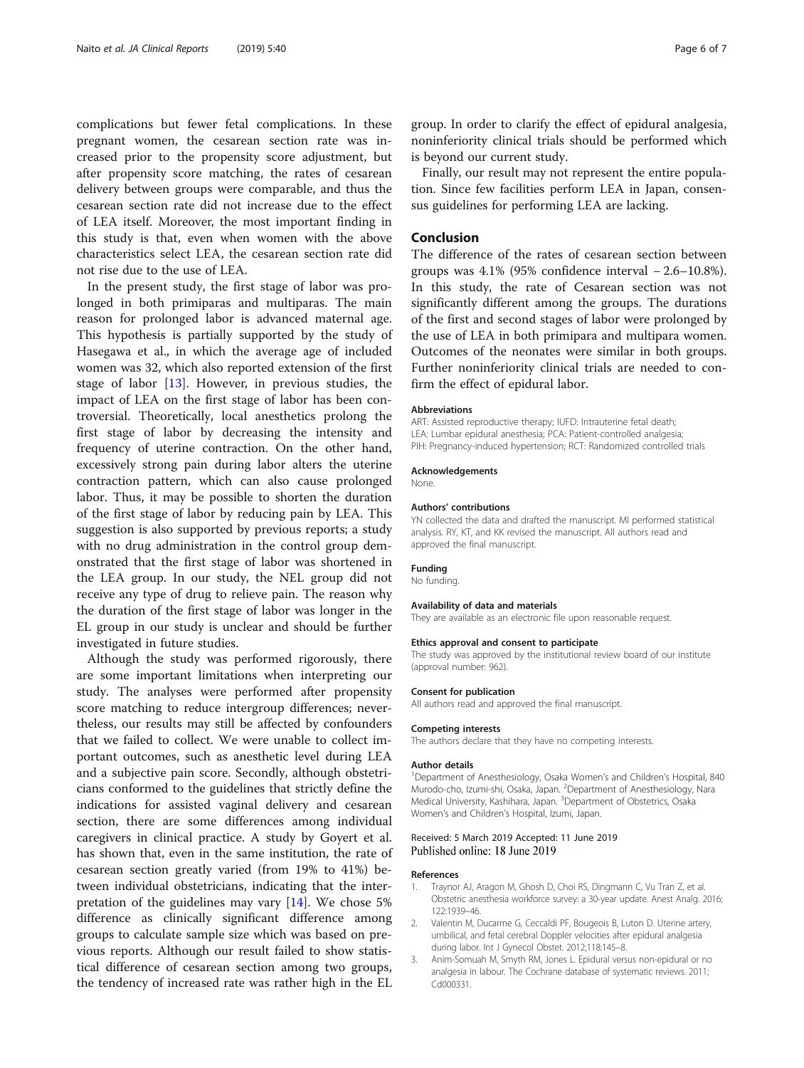complications but fewer fetal complications. In these pregnant women, the cesarean section rate was increased prior to the propensity score adjustment, but after propensity score matching, the rates of cesarean delivery between groups were comparable, and thus the cesarean section rate did not increase due to the effect of LEA itself. Moreover, the most important finding in this study is that, even when women with the above characteristics select LEA, the cesarean section rate did not rise due to the use of LEA.

In the present study, the first stage of labor was prolonged in both primiparas and multiparas. The main reason for prolonged labor is advanced maternal age. This hypothesis is partially supported by the study of Hasegawa et al., in which the average age of included women was 32, which also reported extension of the first stage of labor [13]. However, in previous studies, the impact of LEA on the first stage of labor has been controversial. Theoretically, local anesthetics prolong the first stage of labor by decreasing the intensity and frequency of uterine contraction. On the other hand, excessively strong pain during labor alters the uterine contraction pattern, which can also cause prolonged labor. Thus, it may be possible to shorten the duration of the first stage of labor by reducing pain by LEA. This suggestion is also supported by previous reports; a study with no drug administration in the control group demonstrated that the first stage of labor was shortened in the LEA group. In our study, the NEL group did not receive any type of drug to relieve pain. The reason why the duration of the first stage of labor was longer in the EL group in our study is unclear and should be further investigated in future studies.

Although the study was performed rigorously, there are some important limitations when interpreting our study. The analyses were performed after propensity score matching to reduce intergroup differences; nevertheless, our results may still be affected by confounders that we failed to collect. We were unable to collect important outcomes, such as anesthetic level during LEA and a subjective pain score. Secondly, although obstetricians conformed to the guidelines that strictly define the indications for assisted vaginal delivery and cesarean section, there are some differences among individual caregivers in clinical practice. A study by Goyert et al. has shown that, even in the same institution, the rate of cesarean section greatly varied (from 19% to 41%) between individual obstetricians, indicating that the interpretation of the guidelines may vary [14]. We chose 5% difference as clinically significant difference among groups to calculate sample size which was based on previous reports. Although our result failed to show statistical difference of cesarean section among two groups, the tendency of increased rate was rather high in the EL group. In order to clarify the effect of epidural analgesia, noninferiority clinical trials should be performed which is beyond our current study.

Finally, our result may not represent the entire population. Since few facilities perform LEA in Japan, consensus guidelines for performing LEA are lacking.

## Conclusion

The difference of the rates of cesarean section between groups was 4.1% (95% confidence interval − 2.6–10.8%). In this study, the rate of Cesarean section was not significantly different among the groups. The durations of the first and second stages of labor were prolonged by the use of LEA in both primipara and multipara women. Outcomes of the neonates were similar in both groups. Further noninferiority clinical trials are needed to confirm the effect of epidural labor.

#### Abbreviations

ART: Assisted reproductive therapy; IUFD: Intrauterine fetal death; LEA: Lumbar epidural anesthesia; PCA: Patient-controlled analgesia; PIH: Pregnancy-induced hypertension; RCT: Randomized controlled trials

#### Acknowledgements

None.

#### Authors' contributions

YN collected the data and drafted the manuscript. MI performed statistical analysis. RY, KT, and KK revised the manuscript. All authors read and approved the final manuscript.

#### Funding

No funding.

#### Availability of data and materials

They are available as an electronic file upon reasonable request.

#### Ethics approval and consent to participate

The study was approved by the institutional review board of our institute (approval number: 962).

#### Consent for publication

All authors read and approved the final manuscript.

#### Competing interests

The authors declare that they have no competing interests.

#### Author details

[1]Department of Anesthesiology, Osaka Women's and Children's Hospital, 840 Murodo-cho, Izumi-shi, Osaka, Japan. [2]Department of Anesthesiology, Nara Medical University, Kashihara, Japan. [3]Department of Obstetrics, Osaka Women's and Children's Hospital, Izumi, Japan.

Received: 5 March 2019 Accepted: 11 June 2019
Published online: 18 June 2019

#### References

1. Traynor AJ, Aragon M, Ghosh D, Choi RS, Dingmann C, Vu Tran Z, et al. Obstetric anesthesia workforce survey: a 30-year update. Anest Analg. 2016; 122:1939–46.
2. Valentin M, Ducarme G, Ceccaldi PF, Bougeois B, Luton D. Uterine artery, umbilical, and fetal cerebral Doppler velocities after epidural analgesia during labor. Int J Gynecol Obstet. 2012;118:145–8.
3. Anim-Somuah M, Smyth RM, Jones L. Epidural versus non-epidural or no analgesia in labour. The Cochrane database of systematic reviews. 2011; Cd000331.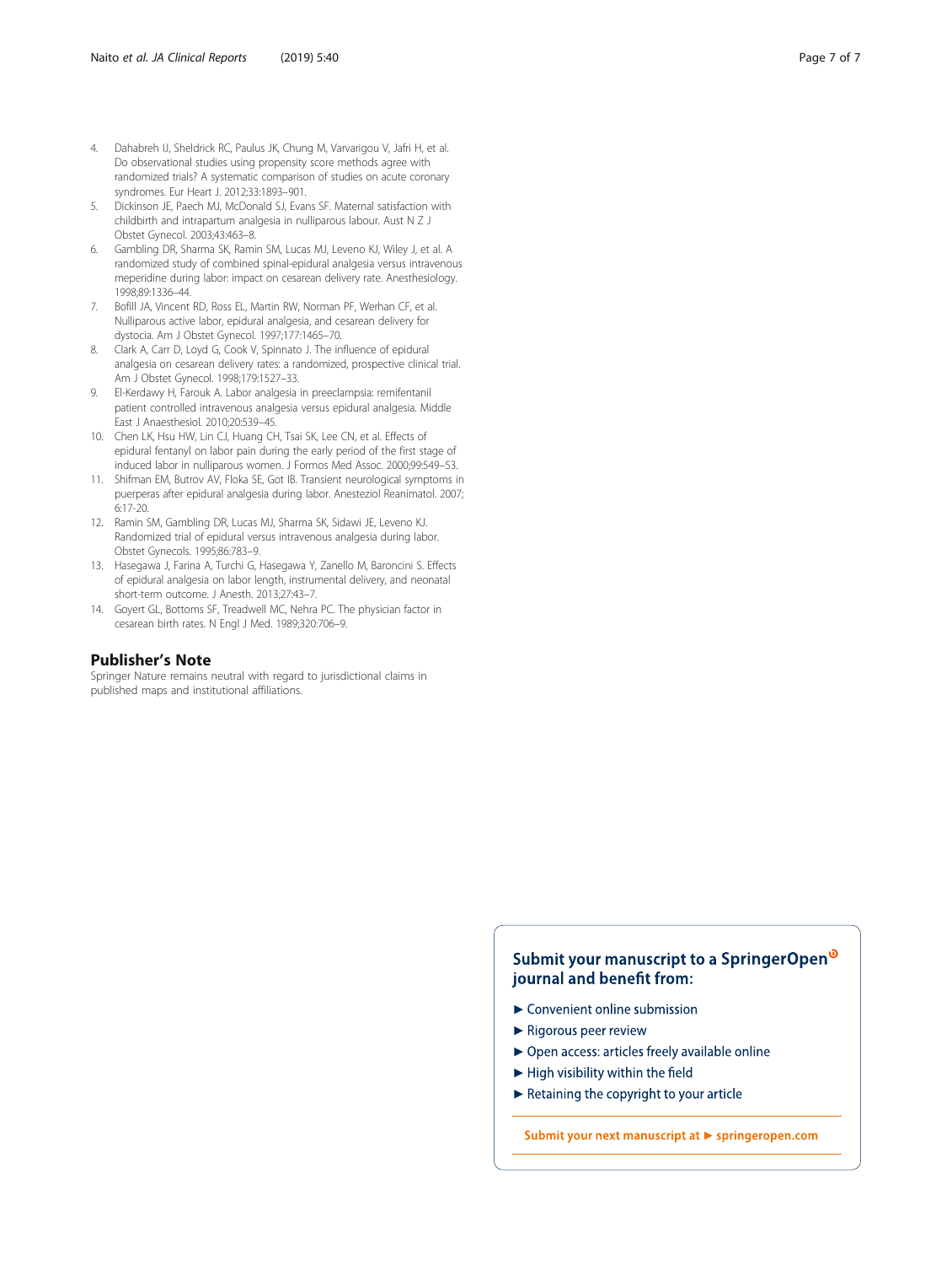4. Dahabreh IJ, Sheldrick RC, Paulus JK, Chung M, Varvarigou V, Jafri H, et al. Do observational studies using propensity score methods agree with randomized trials? A systematic comparison of studies on acute coronary syndromes. Eur Heart J. 2012;33:1893–901.
5. Dickinson JE, Paech MJ, McDonald SJ, Evans SF. Maternal satisfaction with childbirth and intrapartum analgesia in nulliparous labour. Aust N Z J Obstet Gynecol. 2003;43:463–8.
6. Gambling DR, Sharma SK, Ramin SM, Lucas MJ, Leveno KJ, Wiley J, et al. A randomized study of combined spinal-epidural analgesia versus intravenous meperidine during labor: impact on cesarean delivery rate. Anesthesiology. 1998;89:1336–44.
7. Bofill JA, Vincent RD, Ross EL, Martin RW, Norman PF, Werhan CF, et al. Nulliparous active labor, epidural analgesia, and cesarean delivery for dystocia. Am J Obstet Gynecol. 1997;177:1465–70.
8. Clark A, Carr D, Loyd G, Cook V, Spinnato J. The influence of epidural analgesia on cesarean delivery rates: a randomized, prospective clinical trial. Am J Obstet Gynecol. 1998;179:1527–33.
9. El-Kerdawy H, Farouk A. Labor analgesia in preeclampsia: remifentanil patient controlled intravenous analgesia versus epidural analgesia. Middle East J Anaesthesiol. 2010;20:539–45.
10. Chen LK, Hsu HW, Lin CJ, Huang CH, Tsai SK, Lee CN, et al. Effects of epidural fentanyl on labor pain during the early period of the first stage of induced labor in nulliparous women. J Formos Med Assoc. 2000;99:549–53.
11. Shifman EM, Butrov AV, Floka SE, Got IB. Transient neurological symptoms in puerperas after epidural analgesia during labor. Anesteziol Reanimatol. 2007;6:17-20.
12. Ramin SM, Gambling DR, Lucas MJ, Sharma SK, Sidawi JE, Leveno KJ. Randomized trial of epidural versus intravenous analgesia during labor. Obstet Gynecols. 1995;86:783–9.
13. Hasegawa J, Farina A, Turchi G, Hasegawa Y, Zanello M, Baroncini S. Effects of epidural analgesia on labor length, instrumental delivery, and neonatal short-term outcome. J Anesth. 2013;27:43–7.
14. Goyert GL, Bottoms SF, Treadwell MC, Nehra PC. The physician factor in cesarean birth rates. N Engl J Med. 1989;320:706–9.

## Publisher's Note

Springer Nature remains neutral with regard to jurisdictional claims in published maps and institutional affiliations.